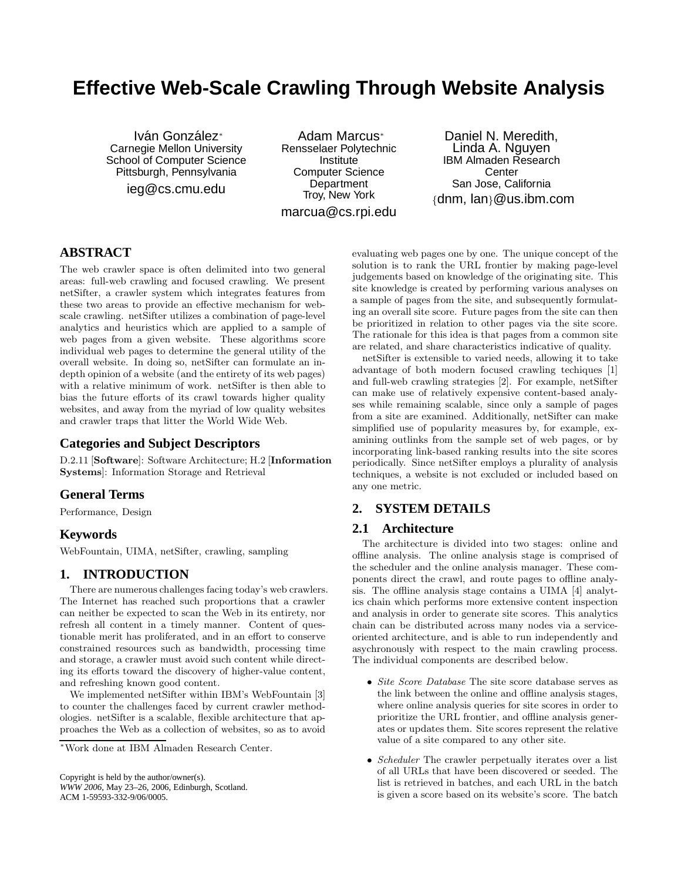# Effective Web-Scale Crawling Through Website Analysis

Iván González[*]
Carnegie Mellon University
School of Computer Science
Pittsburgh, Pennsylvania
ieg@cs.cmu.edu

Adam Marcus[*]
Rensselaer Polytechnic Institute
Computer Science Department
Troy, New York
marcua@cs.rpi.edu

Daniel N. Meredith, Linda A. Nguyen
IBM Almaden Research Center
San Jose, California
{dnm, lan}@us.ibm.com

## ABSTRACT

The web crawler space is often delimited into two general areas: full-web crawling and focused crawling. We present netSifter, a crawler system which integrates features from these two areas to provide an effective mechanism for web-scale crawling. netSifter utilizes a combination of page-level analytics and heuristics which are applied to a sample of web pages from a given website. These algorithms score individual web pages to determine the general utility of the overall website. In doing so, netSifter can formulate an in-depth opinion of a website (and the entirety of its web pages) with a relative minimum of work. netSifter is then able to bias the future efforts of its crawl towards higher quality websites, and away from the myriad of low quality websites and crawler traps that litter the World Wide Web.

### Categories and Subject Descriptors

D.2.11 [**Software**]: Software Architecture; H.2 [**Information Systems**]: Information Storage and Retrieval

### General Terms

Performance, Design

### Keywords

WebFountain, UIMA, netSifter, crawling, sampling

## 1. INTRODUCTION

There are numerous challenges facing today's web crawlers. The Internet has reached such proportions that a crawler can neither be expected to scan the Web in its entirety, nor refresh all content in a timely manner. Content of questionable merit has proliferated, and in an effort to conserve constrained resources such as bandwidth, processing time and storage, a crawler must avoid such content while directing its efforts toward the discovery of higher-value content, and refreshing known good content.

We implemented netSifter within IBM's WebFountain [3] to counter the challenges faced by current crawler methodologies. netSifter is a scalable, flexible architecture that approaches the Web as a collection of websites, so as to avoid evaluating web pages one by one. The unique concept of the solution is to rank the URL frontier by making page-level judgements based on knowledge of the originating site. This site knowledge is created by performing various analyses on a sample of pages from the site, and subsequently formulating an overall site score. Future pages from the site can then be prioritized in relation to other pages via the site score. The rationale for this idea is that pages from a common site are related, and share characteristics indicative of quality.

netSifter is extensible to varied needs, allowing it to take advantage of both modern focused crawling techiques [1] and full-web crawling strategies [2]. For example, netSifter can make use of relatively expensive content-based analyses while remaining scalable, since only a sample of pages from a site are examined. Additionally, netSifter can make simplified use of popularity measures by, for example, examining outlinks from the sample set of web pages, or by incorporating link-based ranking results into the site scores periodically. Since netSifter employs a plurality of analysis techniques, a website is not excluded or included based on any one metric.

## 2. SYSTEM DETAILS

### 2.1 Architecture

The architecture is divided into two stages: online and offline analysis. The online analysis stage is comprised of the scheduler and the online analysis manager. These components direct the crawl, and route pages to offline analysis. The offline analysis stage contains a UIMA [4] analytics chain which performs more extensive content inspection and analysis in order to generate site scores. This analytics chain can be distributed across many nodes via a service-oriented architecture, and is able to run independently and asychronously with respect to the main crawling process. The individual components are described below.

- *Site Score Database* The site score database serves as the link between the online and offline analysis stages, where online analysis queries for site scores in order to prioritize the URL frontier, and offline analysis generates or updates them. Site scores represent the relative value of a site compared to any other site.
- *Scheduler* The crawler perpetually iterates over a list of all URLs that have been discovered or seeded. The list is retrieved in batches, and each URL in the batch is given a score based on its website's score. The batch

[*]Work done at IBM Almaden Research Center.

Copyright is held by the author/owner(s).
*WWW 2006*, May 23–26, 2006, Edinburgh, Scotland.
ACM 1-59593-332-9/06/0005.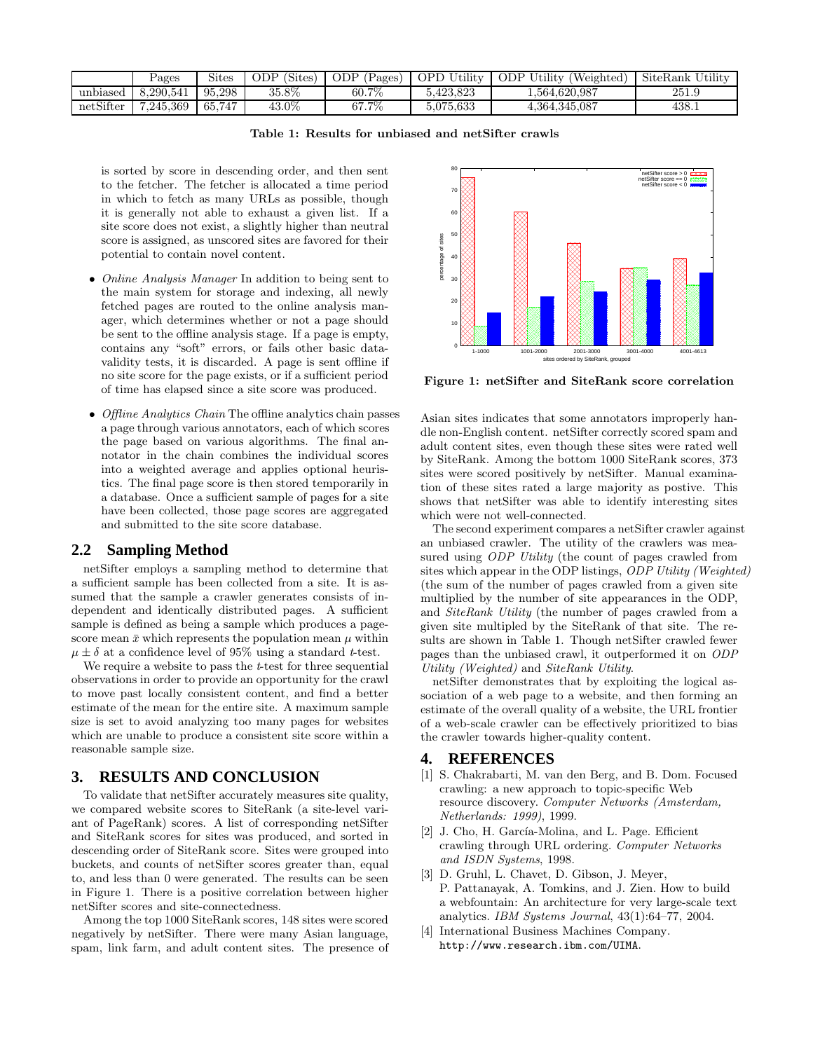|  | Pages | Sites | ODP (Sites) | ODP (Pages) | OPD Utility | ODP Utility (Weighted) | SiteRank Utility |
|---|---|---|---|---|---|---|---|
| unbiased | 8,290,541 | 95,298 | 35.8% | 60.7% | 5,423,823 | 1,564,620,987 | 251.9 |
| netSifter | 7,245,369 | 65,747 | 43.0% | 67.7% | 5,075,633 | 4,364,345,087 | 438.1 |

**Table 1: Results for unbiased and netSifter crawls**

is sorted by score in descending order, and then sent to the fetcher. The fetcher is allocated a time period in which to fetch as many URLs as possible, though it is generally not able to exhaust a given list. If a site score does not exist, a slightly higher than neutral score is assigned, as unscored sites are favored for their potential to contain novel content.

- *Online Analysis Manager* In addition to being sent to the main system for storage and indexing, all newly fetched pages are routed to the online analysis manager, which determines whether or not a page should be sent to the offline analysis stage. If a page is empty, contains any "soft" errors, or fails other basic data-validity tests, it is discarded. A page is sent offline if no site score for the page exists, or if a sufficient period of time has elapsed since a site score was produced.
- *Offline Analytics Chain* The offline analytics chain passes a page through various annotators, each of which scores the page based on various algorithms. The final annotator in the chain combines the individual scores into a weighted average and applies optional heuristics. The final page score is then stored temporarily in a database. Once a sufficient sample of pages for a site have been collected, those page scores are aggregated and submitted to the site score database.

## 2.2 Sampling Method

netSifter employs a sampling method to determine that a sufficient sample has been collected from a site. It is assumed that the sample a crawler generates consists of independent and identically distributed pages. A sufficient sample is defined as being a sample which produces a page-score mean $\bar{x}$ which represents the population mean $\mu$ within $\mu \pm \delta$ at a confidence level of 95% using a standard $t$-test.

We require a website to pass the $t$-test for three sequential observations in order to provide an opportunity for the crawl to move past locally consistent content, and find a better estimate of the mean for the entire site. A maximum sample size is set to avoid analyzing too many pages for websites which are unable to produce a consistent site score within a reasonable sample size.

# 3. RESULTS AND CONCLUSION

To validate that netSifter accurately measures site quality, we compared website scores to SiteRank (a site-level variant of PageRank) scores. A list of corresponding netSifter and SiteRank scores for sites was produced, and sorted in descending order of SiteRank score. Sites were grouped into buckets, and counts of netSifter scores greater than, equal to, and less than 0 were generated. The results can be seen in Figure 1. There is a positive correlation between higher netSifter scores and site-connectedness.

Among the top 1000 SiteRank scores, 148 sites were scored negatively by netSifter. There were many Asian language, spam, link farm, and adult content sites. The presence of

80
70
60
50
40
30
20
10
0
percentage of sites
netSifter score > 0
netSifter score == 0
netSifter score < 0
1-1000
1001-2000
2001-3000
3001-4000
4001-4613
sites ordered by SiteRank, grouped

**Figure 1: netSifter and SiteRank score correlation**

Asian sites indicates that some annotators improperly handle non-English content. netSifter correctly scored spam and adult content sites, even though these sites were rated well by SiteRank. Among the bottom 1000 SiteRank scores, 373 sites were scored positively by netSifter. Manual examination of these sites rated a large majority as postive. This shows that netSifter was able to identify interesting sites which were not well-connected.

The second experiment compares a netSifter crawler against an unbiased crawler. The utility of the crawlers was measured using *ODP Utility* (the count of pages crawled from sites which appear in the ODP listings, *ODP Utility (Weighted)* (the sum of the number of pages crawled from a given site multiplied by the number of site appearances in the ODP, and *SiteRank Utility* (the number of pages crawled from a given site multipled by the SiteRank of that site. The results are shown in Table 1. Though netSifter crawled fewer pages than the unbiased crawl, it outperformed it on *ODP Utility (Weighted)* and *SiteRank Utility*.

netSifter demonstrates that by exploiting the logical association of a web page to a website, and then forming an estimate of the overall quality of a website, the URL frontier of a web-scale crawler can be effectively prioritized to bias the crawler towards higher-quality content.

# 4. REFERENCES

[1] S. Chakrabarti, M. van den Berg, and B. Dom. Focused crawling: a new approach to topic-specific Web resource discovery. *Computer Networks (Amsterdam, Netherlands: 1999)*, 1999.

[2] J. Cho, H. García-Molina, and L. Page. Efficient crawling through URL ordering. *Computer Networks and ISDN Systems*, 1998.

[3] D. Gruhl, L. Chavet, D. Gibson, J. Meyer, P. Pattanayak, A. Tomkins, and J. Zien. How to build a webfountain: An architecture for very large-scale text analytics. *IBM Systems Journal*, 43(1):64–77, 2004.

[4] International Business Machines Company. `http://www.research.ibm.com/UIMA`.